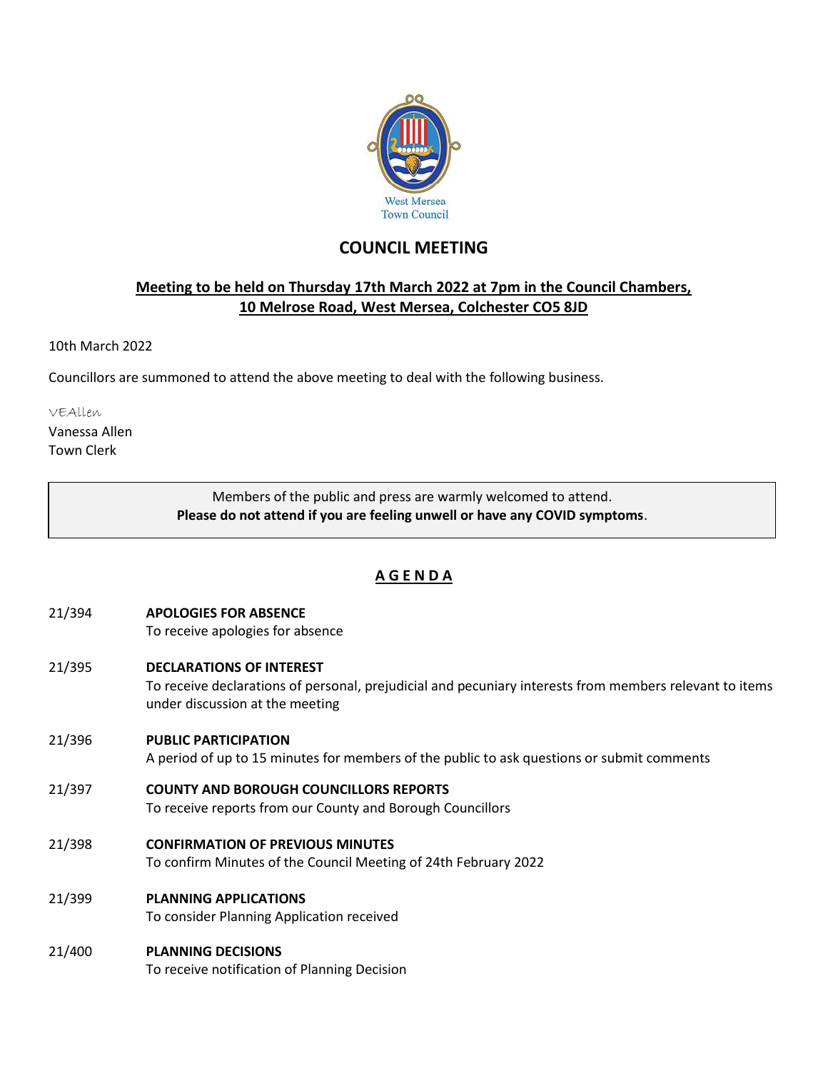West Mersea Town Council

# COUNCIL MEETING

**Meeting to be held on Thursday 17th March 2022 at 7pm in the Council Chambers, 10 Melrose Road, West Mersea, Colchester CO5 8JD**

10th March 2022

Councillors are summoned to attend the above meeting to deal with the following business.

VEAllen
Vanessa Allen
Town Clerk

> Members of the public and press are warmly welcomed to attend.
> **Please do not attend if you are feeling unwell or have any COVID symptoms**.

## A G E N D A

21/394 **APOLOGIES FOR ABSENCE**
To receive apologies for absence

21/395 **DECLARATIONS OF INTEREST**
To receive declarations of personal, prejudicial and pecuniary interests from members relevant to items under discussion at the meeting

21/396 **PUBLIC PARTICIPATION**
A period of up to 15 minutes for members of the public to ask questions or submit comments

21/397 **COUNTY AND BOROUGH COUNCILLORS REPORTS**
To receive reports from our County and Borough Councillors

21/398 **CONFIRMATION OF PREVIOUS MINUTES**
To confirm Minutes of the Council Meeting of 24th February 2022

21/399 **PLANNING APPLICATIONS**
To consider Planning Application received

21/400 **PLANNING DECISIONS**
To receive notification of Planning Decision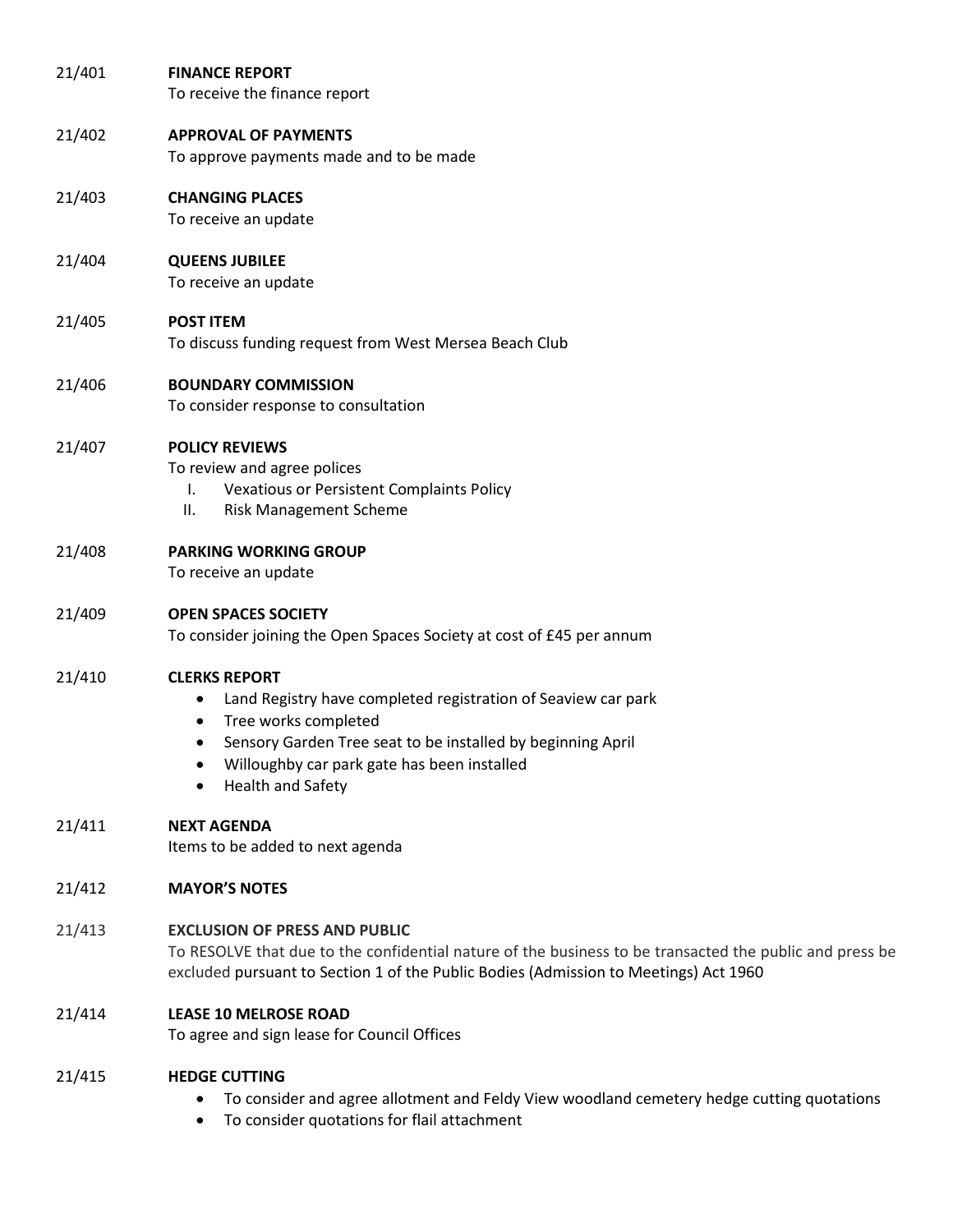21/401 **FINANCE REPORT**
To receive the finance report

21/402 **APPROVAL OF PAYMENTS**
To approve payments made and to be made

21/403 **CHANGING PLACES**
To receive an update

21/404 **QUEENS JUBILEE**
To receive an update

21/405 **POST ITEM**
To discuss funding request from West Mersea Beach Club

21/406 **BOUNDARY COMMISSION**
To consider response to consultation

21/407 **POLICY REVIEWS**
To review and agree polices

I. Vexatious or Persistent Complaints Policy
II. Risk Management Scheme

21/408 **PARKING WORKING GROUP**
To receive an update

21/409 **OPEN SPACES SOCIETY**
To consider joining the Open Spaces Society at cost of £45 per annum

21/410 **CLERKS REPORT**

- Land Registry have completed registration of Seaview car park
- Tree works completed
- Sensory Garden Tree seat to be installed by beginning April
- Willoughby car park gate has been installed
- Health and Safety

21/411 **NEXT AGENDA**
Items to be added to next agenda

21/412 **MAYOR'S NOTES**

21/413 **EXCLUSION OF PRESS AND PUBLIC**
To RESOLVE that due to the confidential nature of the business to be transacted the public and press be excluded pursuant to Section 1 of the Public Bodies (Admission to Meetings) Act 1960

21/414 **LEASE 10 MELROSE ROAD**
To agree and sign lease for Council Offices

21/415 **HEDGE CUTTING**

- To consider and agree allotment and Feldy View woodland cemetery hedge cutting quotations
- To consider quotations for flail attachment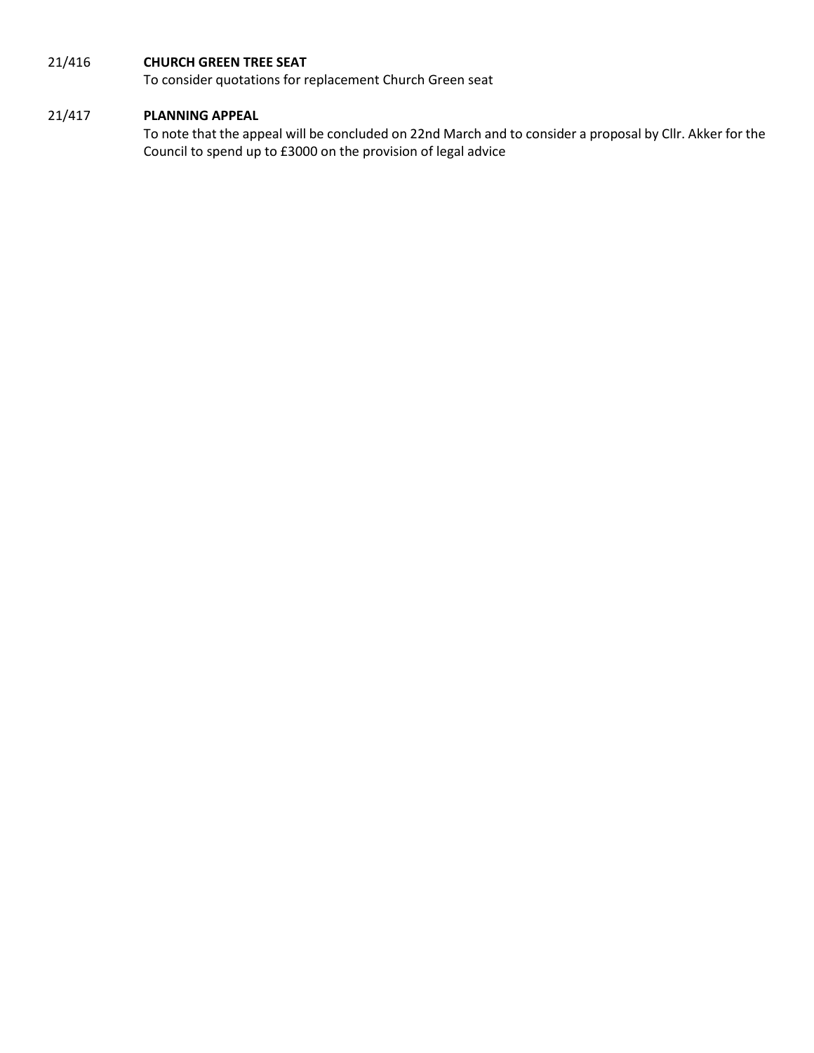21/416 **CHURCH GREEN TREE SEAT**

To consider quotations for replacement Church Green seat

21/417 **PLANNING APPEAL**

To note that the appeal will be concluded on 22nd March and to consider a proposal by Cllr. Akker for the Council to spend up to £3000 on the provision of legal advice